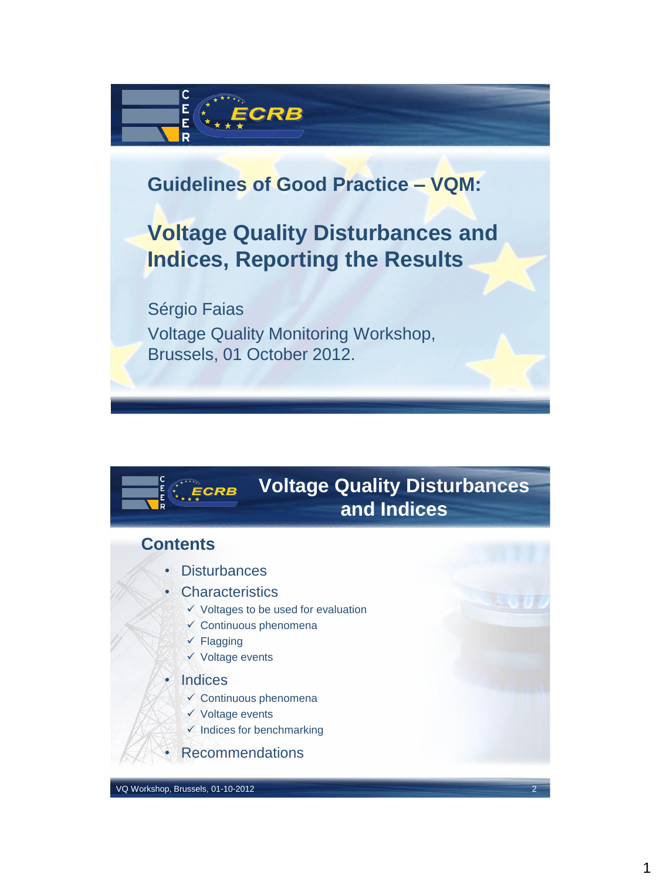# Guidelines of Good Practice – VQM:

# Voltage Quality Disturbances and Indices, Reporting the Results

Sérgio Faias

Voltage Quality Monitoring Workshop, Brussels, 01 October 2012.

## Voltage Quality Disturbances and Indices

### Contents

- Disturbances
- Characteristics
  - ✓ Voltages to be used for evaluation
  - ✓ Continuous phenomena
  - ✓ Flagging
  - ✓ Voltage events
- Indices
  - ✓ Continuous phenomena
  - ✓ Voltage events
  - ✓ Indices for benchmarking
- Recommendations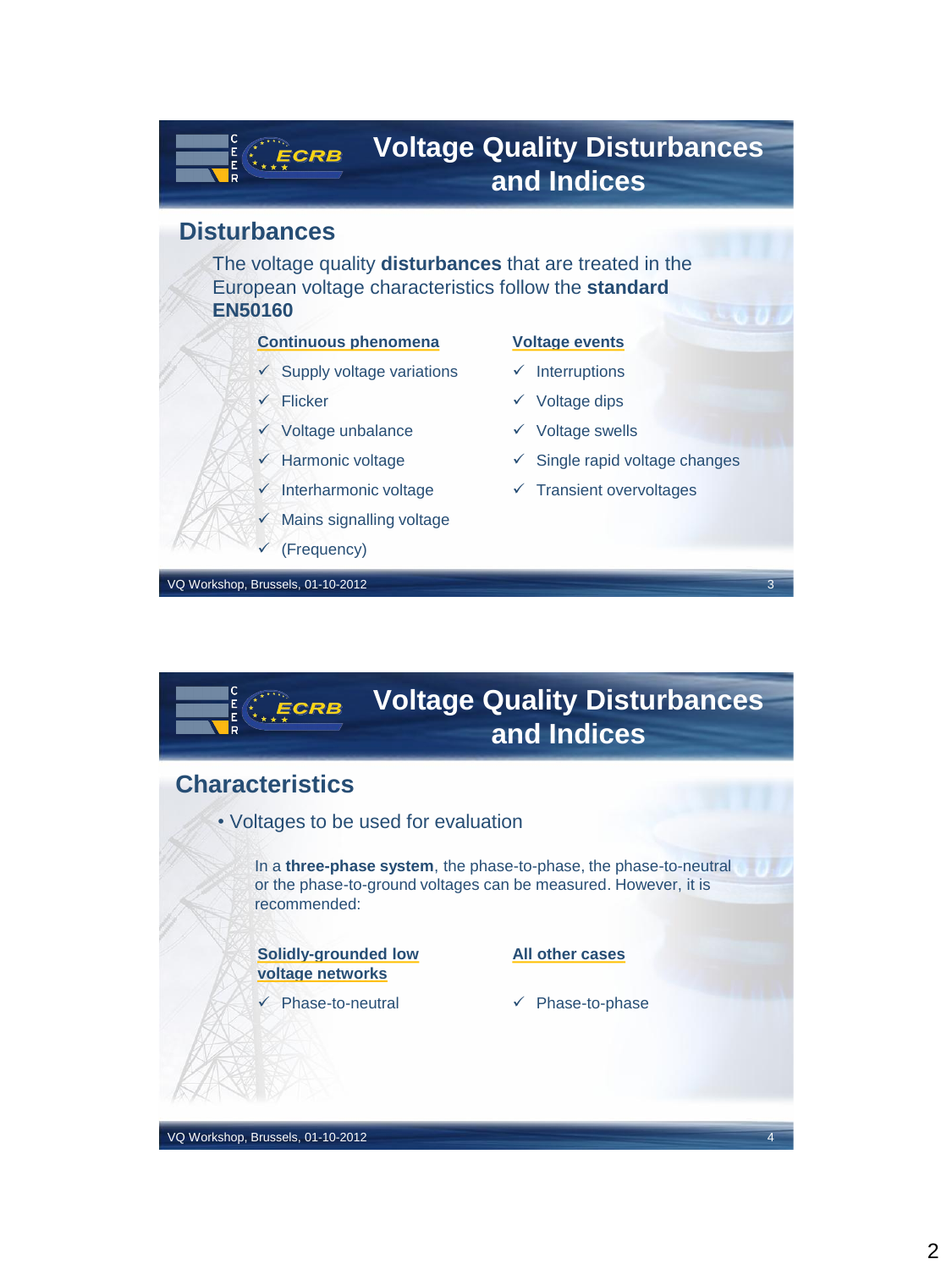# Voltage Quality Disturbances and Indices

## Disturbances

The voltage quality **disturbances** that are treated in the European voltage characteristics follow the **standard EN50160**

**Continuous phenomena**

- ✓ Supply voltage variations
- ✓ Flicker
- ✓ Voltage unbalance
- ✓ Harmonic voltage
- ✓ Interharmonic voltage
- ✓ Mains signalling voltage
- ✓ (Frequency)

**Voltage events**

- ✓ Interruptions
- ✓ Voltage dips
- ✓ Voltage swells
- ✓ Single rapid voltage changes
- ✓ Transient overvoltages

VQ Workshop, Brussels, 01-10-2012

# Voltage Quality Disturbances and Indices

## Characteristics

- Voltages to be used for evaluation

In a **three-phase system**, the phase-to-phase, the phase-to-neutral or the phase-to-ground voltages can be measured. However, it is recommended:

**Solidly-grounded low voltage networks**

- ✓ Phase-to-neutral

**All other cases**

- ✓ Phase-to-phase

VQ Workshop, Brussels, 01-10-2012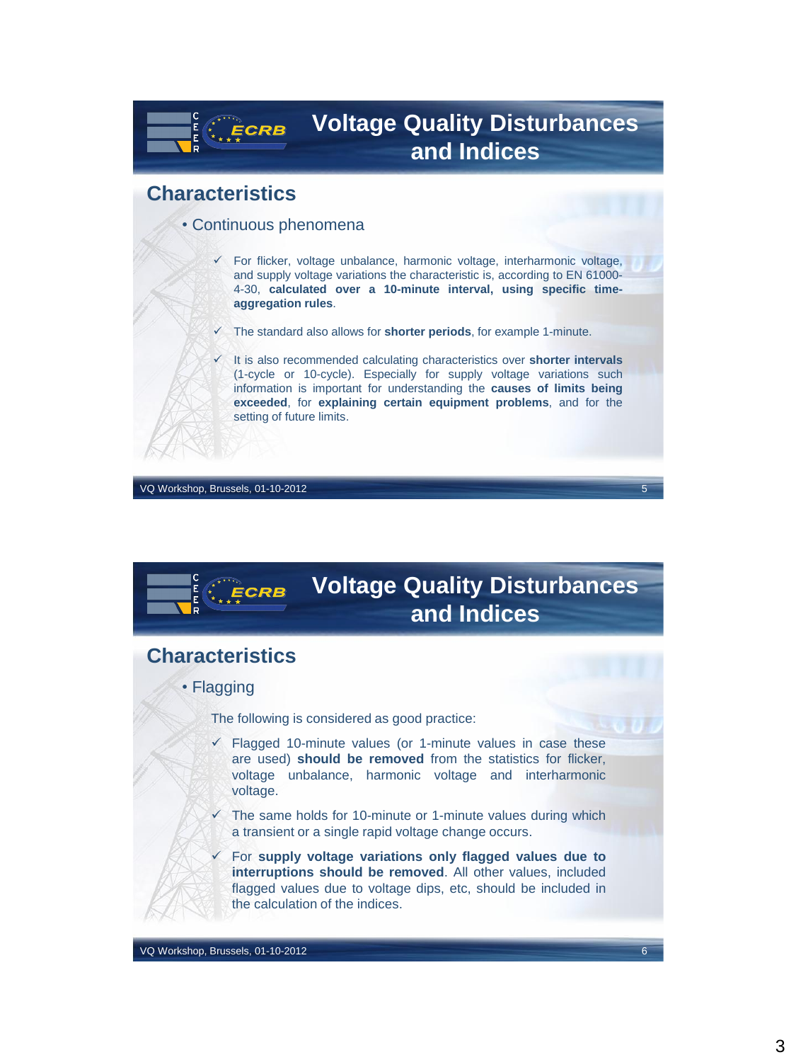# Voltage Quality Disturbances and Indices

## Characteristics

- Continuous phenomena

  ✓ For flicker, voltage unbalance, harmonic voltage, interharmonic voltage, and supply voltage variations the characteristic is, according to EN 61000-4-30, **calculated over a 10-minute interval, using specific time-aggregation rules**.

  ✓ The standard also allows for **shorter periods**, for example 1-minute.

  ✓ It is also recommended calculating characteristics over **shorter intervals** (1-cycle or 10-cycle). Especially for supply voltage variations such information is important for understanding the **causes of limits being exceeded**, for **explaining certain equipment problems**, and for the setting of future limits.

VQ Workshop, Brussels, 01-10-2012

# Voltage Quality Disturbances and Indices

## Characteristics

- Flagging

The following is considered as good practice:

✓ Flagged 10-minute values (or 1-minute values in case these are used) **should be removed** from the statistics for flicker, voltage unbalance, harmonic voltage and interharmonic voltage.

✓ The same holds for 10-minute or 1-minute values during which a transient or a single rapid voltage change occurs.

✓ For **supply voltage variations only flagged values due to interruptions should be removed**. All other values, included flagged values due to voltage dips, etc, should be included in the calculation of the indices.

VQ Workshop, Brussels, 01-10-2012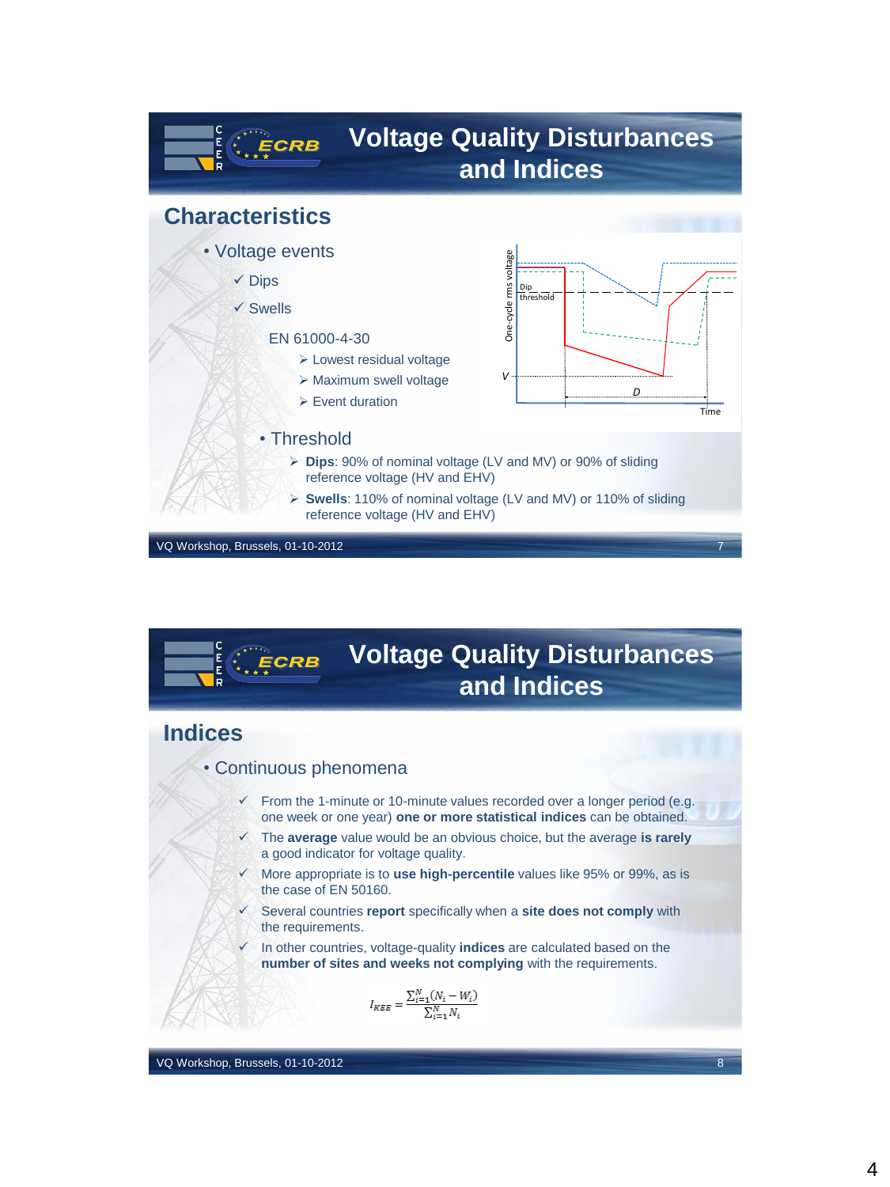## Voltage Quality Disturbances and Indices

### Characteristics

- Voltage events
  - ✓ Dips
  - ✓ Swells

  EN 61000-4-30
  - Lowest residual voltage
  - Maximum swell voltage
  - Event duration

- Threshold
  - **Dips**: 90% of nominal voltage (LV and MV) or 90% of sliding reference voltage (HV and EHV)
  - **Swells**: 110% of nominal voltage (LV and MV) or 110% of sliding reference voltage (HV and EHV)

VQ Workshop, Brussels, 01-10-2012

## Voltage Quality Disturbances and Indices

### Indices

- Continuous phenomena
  - ✓ From the 1-minute or 10-minute values recorded over a longer period (e.g. one week or one year) **one or more statistical indices** can be obtained.
  - ✓ The **average** value would be an obvious choice, but the average **is rarely** a good indicator for voltage quality.
  - ✓ More appropriate is to **use high-percentile** values like 95% or 99%, as is the case of EN 50160.
  - ✓ Several countries **report** specifically when a **site does not comply** with the requirements.
  - ✓ In other countries, voltage-quality **indices** are calculated based on the **number of sites and weeks not complying** with the requirements.

$$I_{KEE} = \frac{\sum_{i=1}^{N}(N_i - W_i)}{\sum_{i=1}^{N} N_i}$$

VQ Workshop, Brussels, 01-10-2012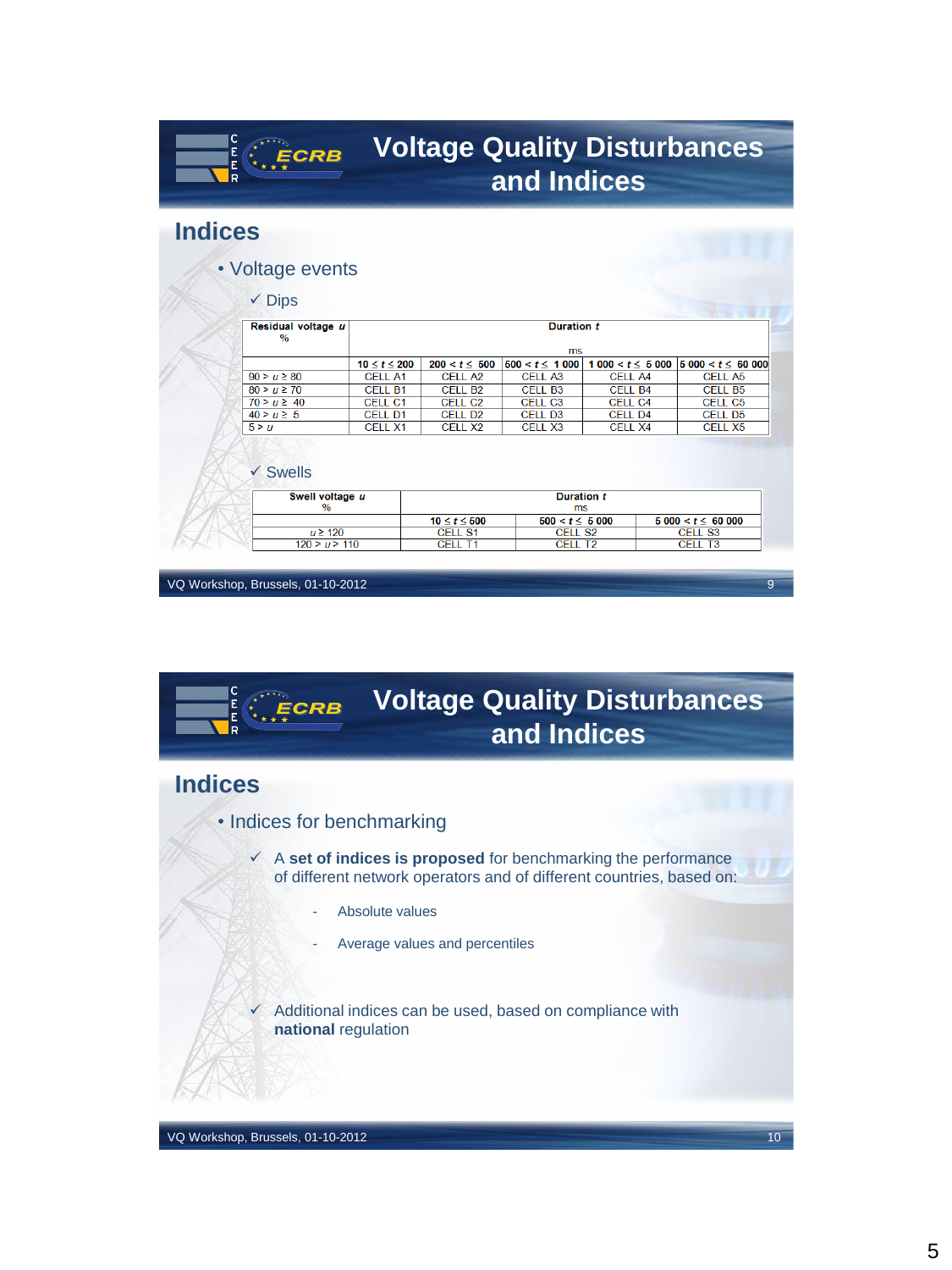# Voltage Quality Disturbances and Indices

## Indices

- Voltage events
  - ✓ Dips

| Residual voltage $u$ % | Duration $t$ ms | | | | |
|---|---|---|---|---|---|
| | $10 \leq t \leq 200$ | $200 < t \leq 500$ | $500 < t \leq 1\,000$ | $1\,000 < t \leq 5\,000$ | $5\,000 < t \leq 60\,000$ |
| $90 > u \geq 80$ | CELL A1 | CELL A2 | CELL A3 | CELL A4 | CELL A5 |
| $80 > u \geq 70$ | CELL B1 | CELL B2 | CELL B3 | CELL B4 | CELL B5 |
| $70 > u \geq 40$ | CELL C1 | CELL C2 | CELL C3 | CELL C4 | CELL C5 |
| $40 > u \geq 5$ | CELL D1 | CELL D2 | CELL D3 | CELL D4 | CELL D5 |
| $5 > u$ | CELL X1 | CELL X2 | CELL X3 | CELL X4 | CELL X5 |

  - ✓ Swells

| Swell voltage $u$ % | Duration $t$ ms | | |
|---|---|---|---|
| | $10 \leq t \leq 500$ | $500 < t \leq 5\,000$ | $5\,000 < t \leq 60\,000$ |
| $u \geq 120$ | CELL S1 | CELL S2 | CELL S3 |
| $120 > u > 110$ | CELL T1 | CELL T2 | CELL T3 |

VQ Workshop, Brussels, 01-10-2012

# Voltage Quality Disturbances and Indices

## Indices

- Indices for benchmarking
  - ✓ A **set of indices is proposed** for benchmarking the performance of different network operators and of different countries, based on:
    - Absolute values
    - Average values and percentiles
  - ✓ Additional indices can be used, based on compliance with **national** regulation

VQ Workshop, Brussels, 01-10-2012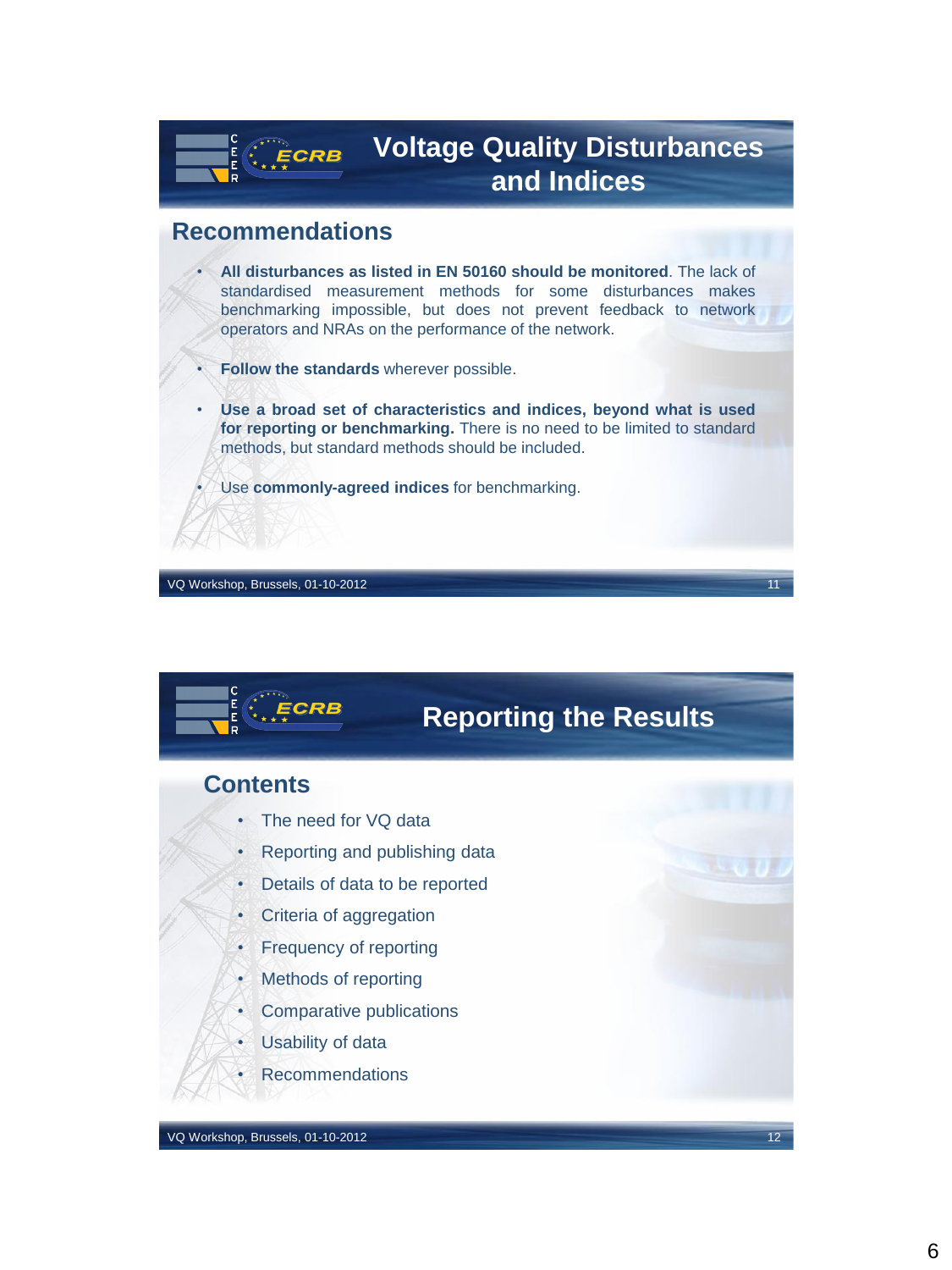# Voltage Quality Disturbances and Indices

## Recommendations

- **All disturbances as listed in EN 50160 should be monitored**. The lack of standardised measurement methods for some disturbances makes benchmarking impossible, but does not prevent feedback to network operators and NRAs on the performance of the network.
- **Follow the standards** wherever possible.
- **Use a broad set of characteristics and indices, beyond what is used for reporting or benchmarking.** There is no need to be limited to standard methods, but standard methods should be included.
- Use **commonly-agreed indices** for benchmarking.

# Reporting the Results

## Contents

- The need for VQ data
- Reporting and publishing data
- Details of data to be reported
- Criteria of aggregation
- Frequency of reporting
- Methods of reporting
- Comparative publications
- Usability of data
- Recommendations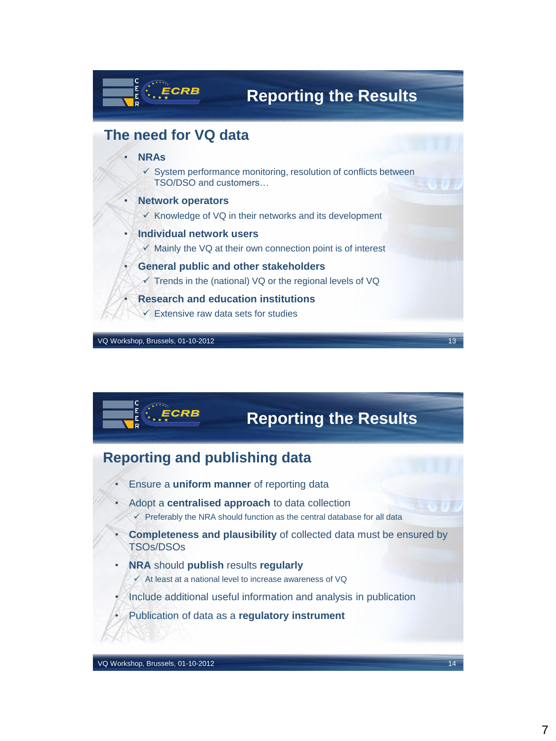# Reporting the Results

## The need for VQ data

- **NRAs**
  - ✓ System performance monitoring, resolution of conflicts between TSO/DSO and customers…
- **Network operators**
  - ✓ Knowledge of VQ in their networks and its development
- **Individual network users**
  - ✓ Mainly the VQ at their own connection point is of interest
- **General public and other stakeholders**
  - ✓ Trends in the (national) VQ or the regional levels of VQ
- **Research and education institutions**
  - ✓ Extensive raw data sets for studies

VQ Workshop, Brussels, 01-10-2012

# Reporting the Results

## Reporting and publishing data

- Ensure a **uniform manner** of reporting data
- Adopt a **centralised approach** to data collection
  - ✓ Preferably the NRA should function as the central database for all data
- **Completeness and plausibility** of collected data must be ensured by TSOs/DSOs
- **NRA** should **publish** results **regularly**
  - ✓ At least at a national level to increase awareness of VQ
- Include additional useful information and analysis in publication
- Publication of data as a **regulatory instrument**

VQ Workshop, Brussels, 01-10-2012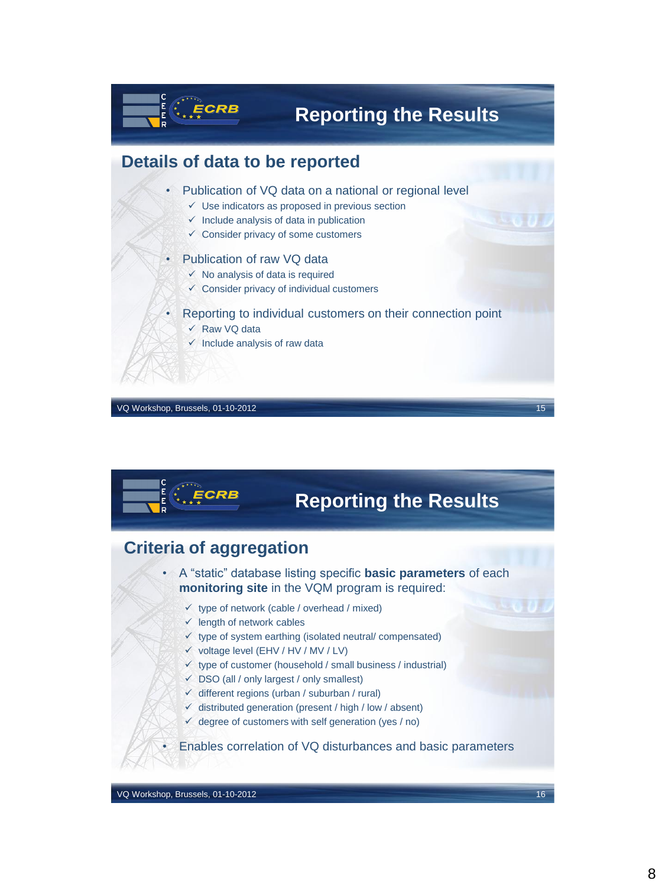## Reporting the Results

### Details of data to be reported

- Publication of VQ data on a national or regional level
  - ✓ Use indicators as proposed in previous section
  - ✓ Include analysis of data in publication
  - ✓ Consider privacy of some customers
- Publication of raw VQ data
  - ✓ No analysis of data is required
  - ✓ Consider privacy of individual customers
- Reporting to individual customers on their connection point
  - ✓ Raw VQ data
  - ✓ Include analysis of raw data

## Reporting the Results

### Criteria of aggregation

- A “static” database listing specific **basic parameters** of each **monitoring site** in the VQM program is required:
  - ✓ type of network (cable / overhead / mixed)
  - ✓ length of network cables
  - ✓ type of system earthing (isolated neutral/ compensated)
  - ✓ voltage level (EHV / HV / MV / LV)
  - ✓ type of customer (household / small business / industrial)
  - ✓ DSO (all / only largest / only smallest)
  - ✓ different regions (urban / suburban / rural)
  - ✓ distributed generation (present / high / low / absent)
  - ✓ degree of customers with self generation (yes / no)
- Enables correlation of VQ disturbances and basic parameters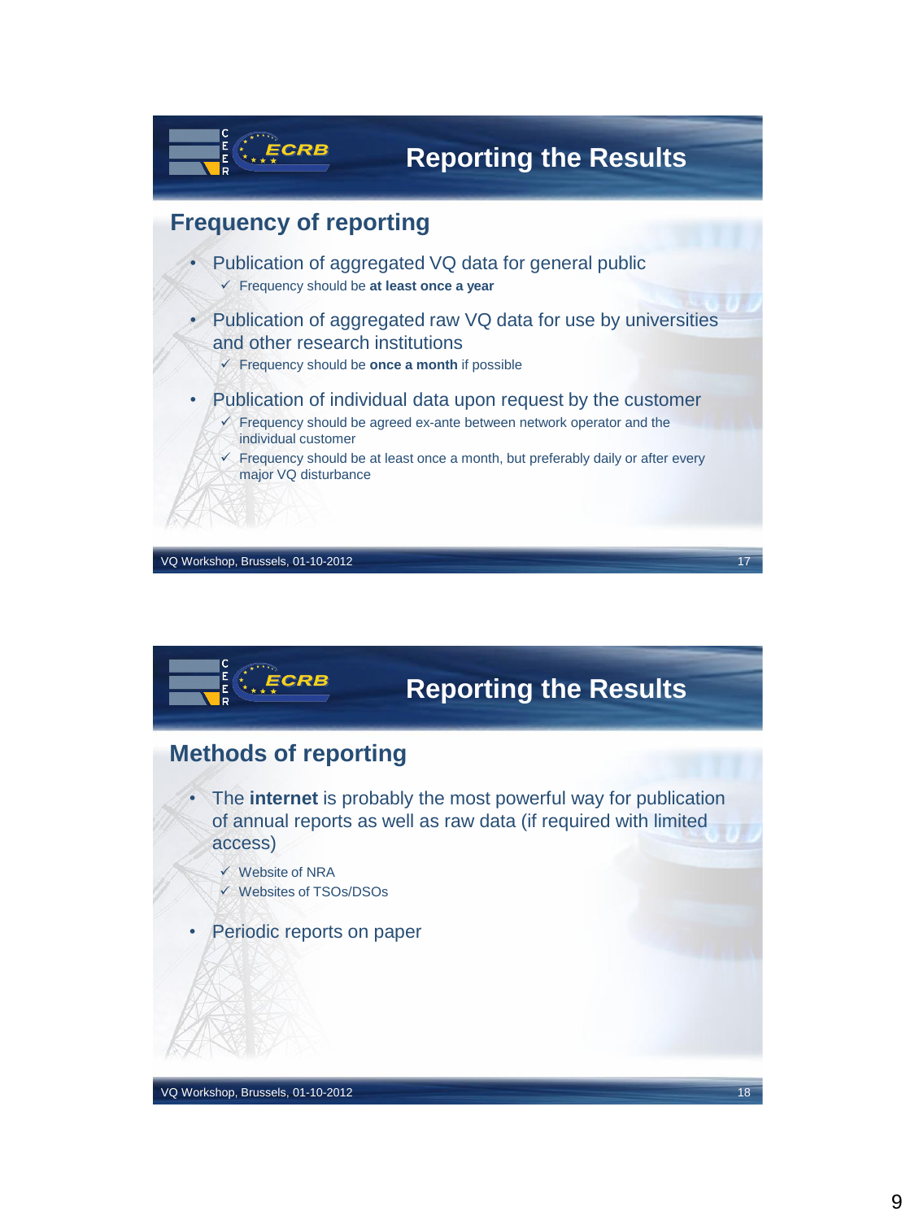# Reporting the Results

## Frequency of reporting

- Publication of aggregated VQ data for general public
  - ✓ Frequency should be **at least once a year**
- Publication of aggregated raw VQ data for use by universities and other research institutions
  - ✓ Frequency should be **once a month** if possible
- Publication of individual data upon request by the customer
  - ✓ Frequency should be agreed ex-ante between network operator and the individual customer
  - ✓ Frequency should be at least once a month, but preferably daily or after every major VQ disturbance

# Reporting the Results

## Methods of reporting

- The **internet** is probably the most powerful way for publication of annual reports as well as raw data (if required with limited access)
  - ✓ Website of NRA
  - ✓ Websites of TSOs/DSOs
- Periodic reports on paper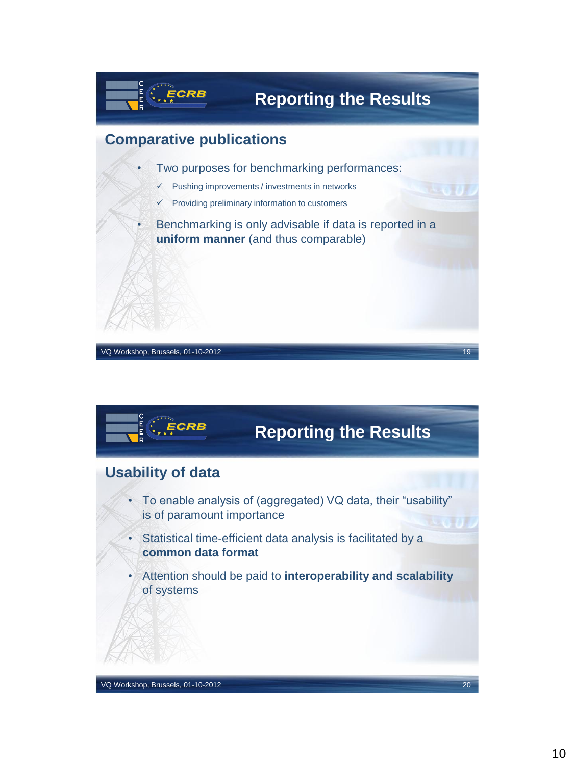## Reporting the Results

### Comparative publications

- Two purposes for benchmarking performances:
  - ✓ Pushing improvements / investments in networks
  - ✓ Providing preliminary information to customers
- Benchmarking is only advisable if data is reported in a **uniform manner** (and thus comparable)

## Reporting the Results

### Usability of data

- To enable analysis of (aggregated) VQ data, their "usability" is of paramount importance
- Statistical time-efficient data analysis is facilitated by a **common data format**
- Attention should be paid to **interoperability and scalability** of systems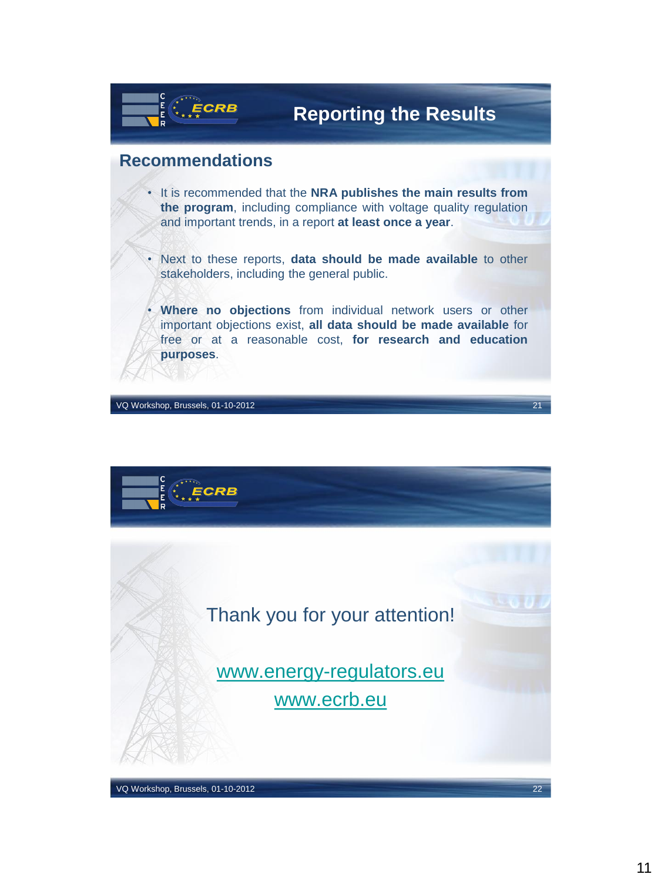# Reporting the Results

## Recommendations

- It is recommended that the **NRA publishes the main results from the program**, including compliance with voltage quality regulation and important trends, in a report **at least once a year**.
- Next to these reports, **data should be made available** to other stakeholders, including the general public.
- **Where no objections** from individual network users or other important objections exist, **all data should be made available** for free or at a reasonable cost, **for research and education purposes**.

---

Thank you for your attention!

www.energy-regulators.eu

www.ecrb.eu